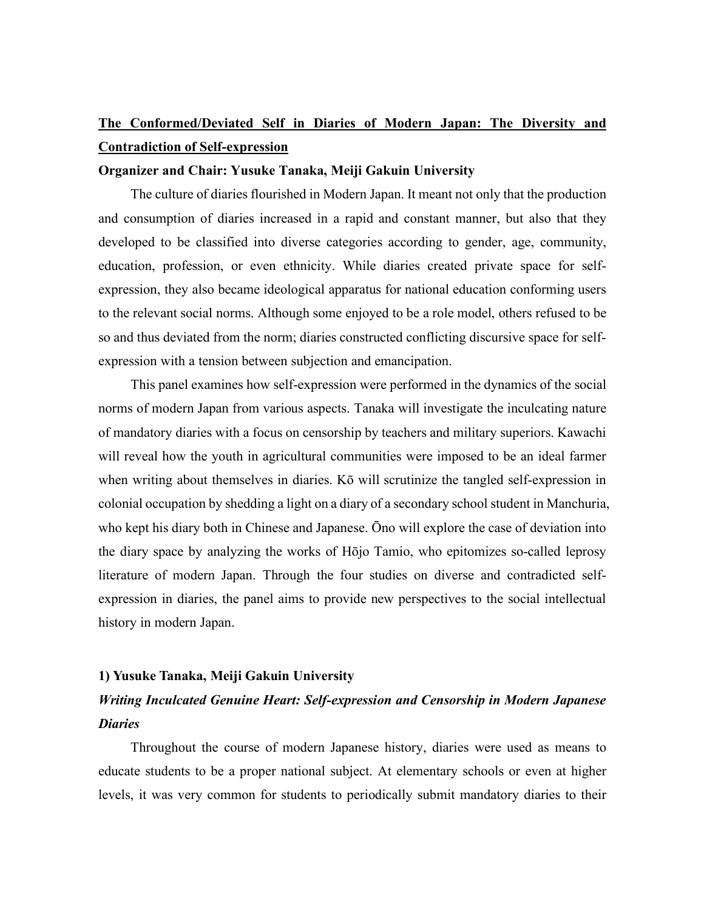# The Conformed/Deviated Self in Diaries of Modern Japan: The Diversity and Contradiction of Self-expression

**Organizer and Chair: Yusuke Tanaka, Meiji Gakuin University**

The culture of diaries flourished in Modern Japan. It meant not only that the production and consumption of diaries increased in a rapid and constant manner, but also that they developed to be classified into diverse categories according to gender, age, community, education, profession, or even ethnicity. While diaries created private space for self-expression, they also became ideological apparatus for national education conforming users to the relevant social norms. Although some enjoyed to be a role model, others refused to be so and thus deviated from the norm; diaries constructed conflicting discursive space for self-expression with a tension between subjection and emancipation.

This panel examines how self-expression were performed in the dynamics of the social norms of modern Japan from various aspects. Tanaka will investigate the inculcating nature of mandatory diaries with a focus on censorship by teachers and military superiors. Kawachi will reveal how the youth in agricultural communities were imposed to be an ideal farmer when writing about themselves in diaries. Kō will scrutinize the tangled self-expression in colonial occupation by shedding a light on a diary of a secondary school student in Manchuria, who kept his diary both in Chinese and Japanese. Ōno will explore the case of deviation into the diary space by analyzing the works of Hōjo Tamio, who epitomizes so-called leprosy literature of modern Japan. Through the four studies on diverse and contradicted self-expression in diaries, the panel aims to provide new perspectives to the social intellectual history in modern Japan.

## 1) Yusuke Tanaka, Meiji Gakuin University

### *Writing Inculcated Genuine Heart: Self-expression and Censorship in Modern Japanese Diaries*

Throughout the course of modern Japanese history, diaries were used as means to educate students to be a proper national subject. At elementary schools or even at higher levels, it was very common for students to periodically submit mandatory diaries to their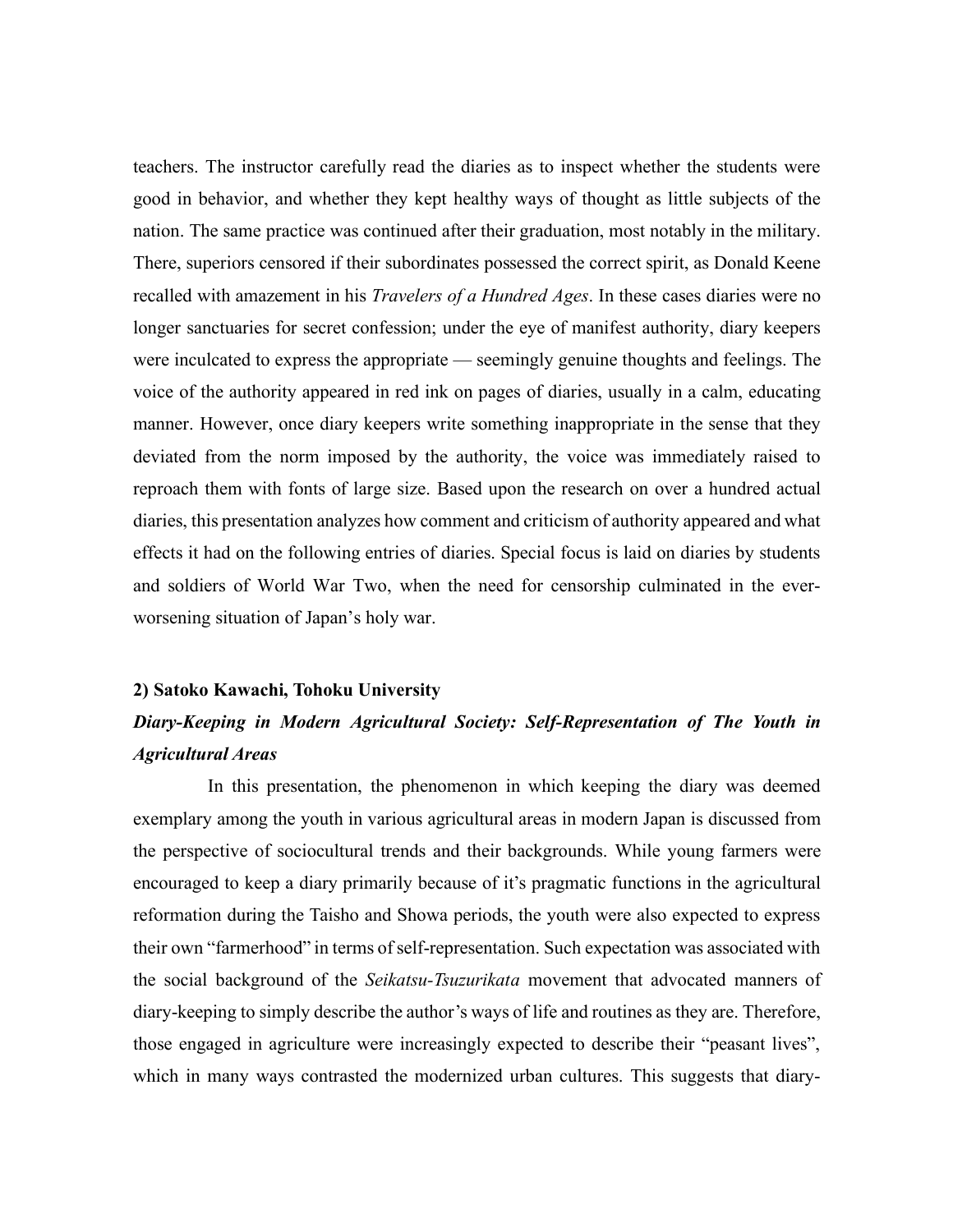teachers. The instructor carefully read the diaries as to inspect whether the students were good in behavior, and whether they kept healthy ways of thought as little subjects of the nation. The same practice was continued after their graduation, most notably in the military. There, superiors censored if their subordinates possessed the correct spirit, as Donald Keene recalled with amazement in his *Travelers of a Hundred Ages*. In these cases diaries were no longer sanctuaries for secret confession; under the eye of manifest authority, diary keepers were inculcated to express the appropriate — seemingly genuine thoughts and feelings. The voice of the authority appeared in red ink on pages of diaries, usually in a calm, educating manner. However, once diary keepers write something inappropriate in the sense that they deviated from the norm imposed by the authority, the voice was immediately raised to reproach them with fonts of large size. Based upon the research on over a hundred actual diaries, this presentation analyzes how comment and criticism of authority appeared and what effects it had on the following entries of diaries. Special focus is laid on diaries by students and soldiers of World War Two, when the need for censorship culminated in the ever-worsening situation of Japan's holy war.

**2) Satoko Kawachi, Tohoku University**

***Diary-Keeping in Modern Agricultural Society: Self-Representation of The Youth in Agricultural Areas***

In this presentation, the phenomenon in which keeping the diary was deemed exemplary among the youth in various agricultural areas in modern Japan is discussed from the perspective of sociocultural trends and their backgrounds. While young farmers were encouraged to keep a diary primarily because of it's pragmatic functions in the agricultural reformation during the Taisho and Showa periods, the youth were also expected to express their own "farmerhood" in terms of self-representation. Such expectation was associated with the social background of the *Seikatsu-Tsuzurikata* movement that advocated manners of diary-keeping to simply describe the author's ways of life and routines as they are. Therefore, those engaged in agriculture were increasingly expected to describe their "peasant lives", which in many ways contrasted the modernized urban cultures. This suggests that diary-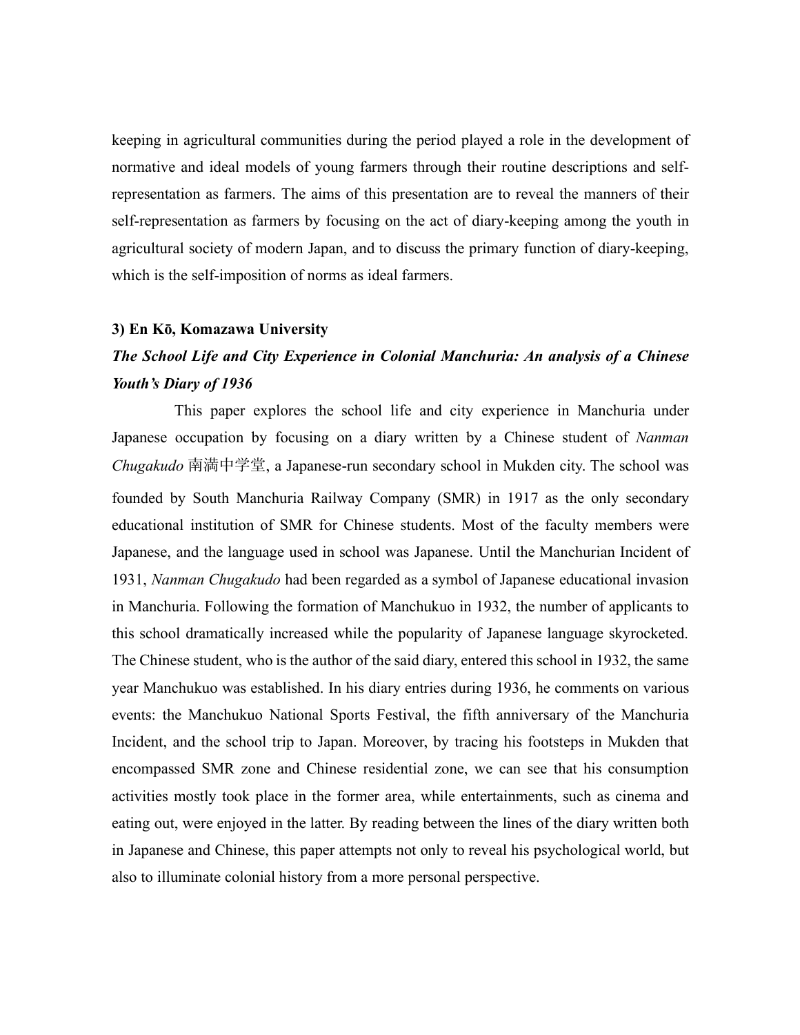keeping in agricultural communities during the period played a role in the development of normative and ideal models of young farmers through their routine descriptions and self-representation as farmers. The aims of this presentation are to reveal the manners of their self-representation as farmers by focusing on the act of diary-keeping among the youth in agricultural society of modern Japan, and to discuss the primary function of diary-keeping, which is the self-imposition of norms as ideal farmers.

**3) En Kō, Komazawa University**

***The School Life and City Experience in Colonial Manchuria: An analysis of a Chinese Youth's Diary of 1936***

This paper explores the school life and city experience in Manchuria under Japanese occupation by focusing on a diary written by a Chinese student of *Nanman Chugakudo* 南満中学堂, a Japanese-run secondary school in Mukden city. The school was founded by South Manchuria Railway Company (SMR) in 1917 as the only secondary educational institution of SMR for Chinese students. Most of the faculty members were Japanese, and the language used in school was Japanese. Until the Manchurian Incident of 1931, *Nanman Chugakudo* had been regarded as a symbol of Japanese educational invasion in Manchuria. Following the formation of Manchukuo in 1932, the number of applicants to this school dramatically increased while the popularity of Japanese language skyrocketed. The Chinese student, who is the author of the said diary, entered this school in 1932, the same year Manchukuo was established. In his diary entries during 1936, he comments on various events: the Manchukuo National Sports Festival, the fifth anniversary of the Manchuria Incident, and the school trip to Japan. Moreover, by tracing his footsteps in Mukden that encompassed SMR zone and Chinese residential zone, we can see that his consumption activities mostly took place in the former area, while entertainments, such as cinema and eating out, were enjoyed in the latter. By reading between the lines of the diary written both in Japanese and Chinese, this paper attempts not only to reveal his psychological world, but also to illuminate colonial history from a more personal perspective.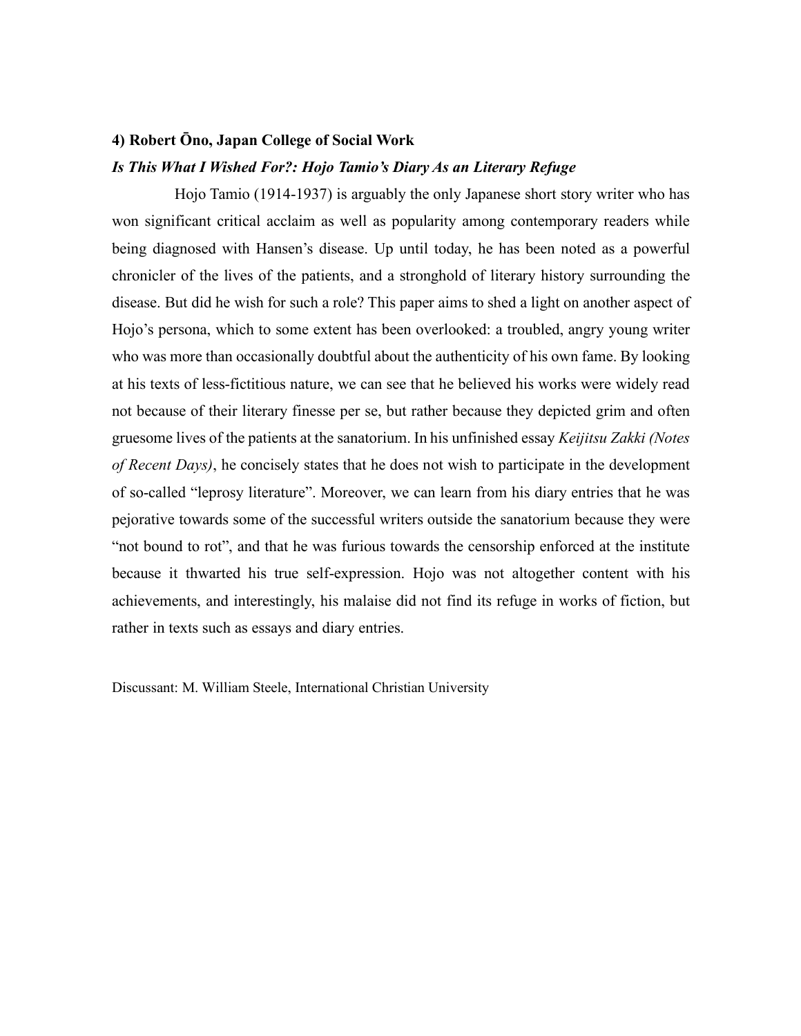**4) Robert Ōno, Japan College of Social Work**

***Is This What I Wished For?: Hojo Tamio's Diary As an Literary Refuge***

Hojo Tamio (1914-1937) is arguably the only Japanese short story writer who has won significant critical acclaim as well as popularity among contemporary readers while being diagnosed with Hansen's disease. Up until today, he has been noted as a powerful chronicler of the lives of the patients, and a stronghold of literary history surrounding the disease. But did he wish for such a role? This paper aims to shed a light on another aspect of Hojo's persona, which to some extent has been overlooked: a troubled, angry young writer who was more than occasionally doubtful about the authenticity of his own fame. By looking at his texts of less-fictitious nature, we can see that he believed his works were widely read not because of their literary finesse per se, but rather because they depicted grim and often gruesome lives of the patients at the sanatorium. In his unfinished essay *Keijitsu Zakki (Notes of Recent Days)*, he concisely states that he does not wish to participate in the development of so-called "leprosy literature". Moreover, we can learn from his diary entries that he was pejorative towards some of the successful writers outside the sanatorium because they were "not bound to rot", and that he was furious towards the censorship enforced at the institute because it thwarted his true self-expression. Hojo was not altogether content with his achievements, and interestingly, his malaise did not find its refuge in works of fiction, but rather in texts such as essays and diary entries.

Discussant: M. William Steele, International Christian University